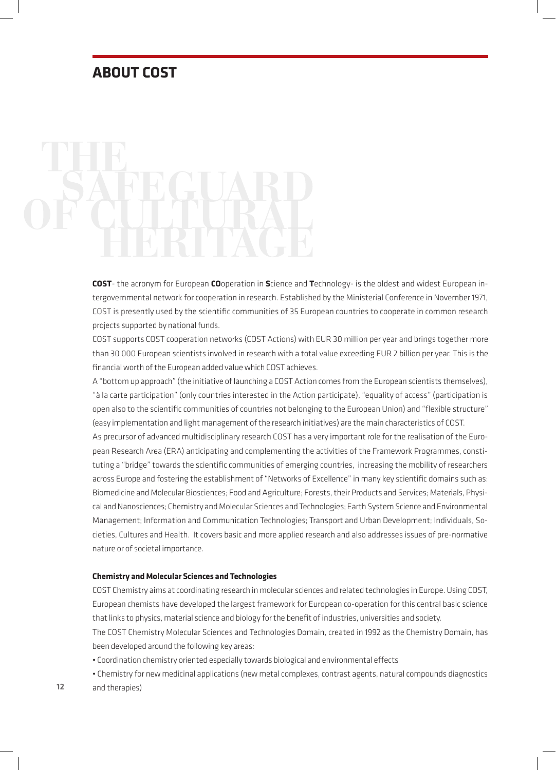## ABOUT COST

# THE SAFEGUARD OF CULTURAL HERITAGE

**COST**- the acronym for European **CO**operation in **S**cience and **T**echnology- is the oldest and widest European intergovernmental network for cooperation in research. Established by the Ministerial Conference in November 1971, COST is presently used by the scientific communities of 35 European countries to cooperate in common research projects supported by national funds.

COST supports COST cooperation networks (COST Actions) with EUR 30 million per year and brings together more than 30 000 European scientists involved in research with a total value exceeding EUR 2 billion per year. This is the financial worth of the European added value which COST achieves.

A "bottom up approach" (the initiative of launching a COST Action comes from the European scientists themselves), "à la carte participation" (only countries interested in the Action participate), "equality of access" (participation is open also to the scientific communities of countries not belonging to the European Union) and "flexible structure" (easy implementation and light management of the research initiatives) are the main characteristics of COST.

As precursor of advanced multidisciplinary research COST has a very important role for the realisation of the European Research Area (ERA) anticipating and complementing the activities of the Framework Programmes, constituting a "bridge" towards the scientific communities of emerging countries, increasing the mobility of researchers across Europe and fostering the establishment of "Networks of Excellence" in many key scientific domains such as: Biomedicine and Molecular Biosciences; Food and Agriculture; Forests, their Products and Services; Materials, Physical and Nanosciences; Chemistry and Molecular Sciences and Technologies; Earth System Science and Environmental Management; Information and Communication Technologies; Transport and Urban Development; Individuals, Societies, Cultures and Health. It covers basic and more applied research and also addresses issues of pre-normative nature or of societal importance.

**Chemistry and Molecular Sciences and Technologies**

COST Chemistry aims at coordinating research in molecular sciences and related technologies in Europe. Using COST, European chemists have developed the largest framework for European co-operation for this central basic science that links to physics, material science and biology for the benefit of industries, universities and society.

The COST Chemistry Molecular Sciences and Technologies Domain, created in 1992 as the Chemistry Domain, has been developed around the following key areas:

- Coordination chemistry oriented especially towards biological and environmental effects
- Chemistry for new medicinal applications (new metal complexes, contrast agents, natural compounds diagnostics and therapies)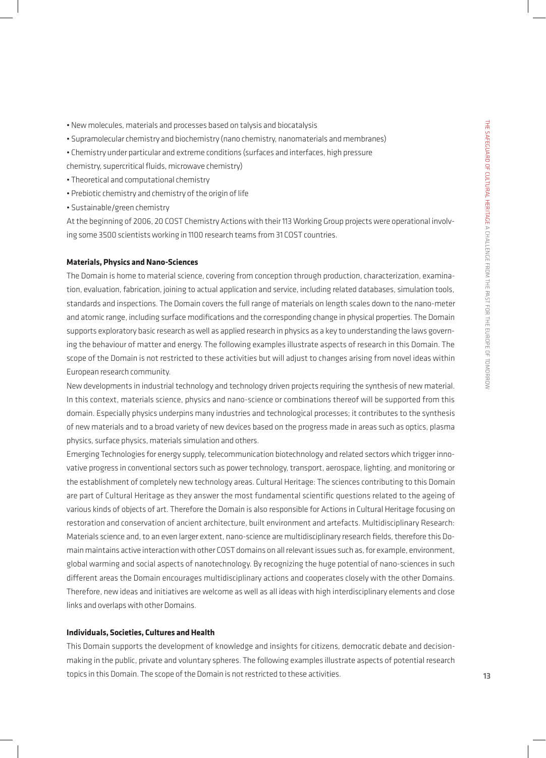- New molecules, materials and processes based on talysis and biocatalysis
- Supramolecular chemistry and biochemistry (nano chemistry, nanomaterials and membranes)
- Chemistry under particular and extreme conditions (surfaces and interfaces, high pressure chemistry, supercritical fluids, microwave chemistry)
- Theoretical and computational chemistry
- Prebiotic chemistry and chemistry of the origin of life
- Sustainable/green chemistry

At the beginning of 2006, 20 COST Chemistry Actions with their 113 Working Group projects were operational involving some 3500 scientists working in 1100 research teams from 31 COST countries.

**Materials, Physics and Nano-Sciences**

The Domain is home to material science, covering from conception through production, characterization, examination, evaluation, fabrication, joining to actual application and service, including related databases, simulation tools, standards and inspections. The Domain covers the full range of materials on length scales down to the nano-meter and atomic range, including surface modifications and the corresponding change in physical properties. The Domain supports exploratory basic research as well as applied research in physics as a key to understanding the laws governing the behaviour of matter and energy. The following examples illustrate aspects of research in this Domain. The scope of the Domain is not restricted to these activities but will adjust to changes arising from novel ideas within European research community.

New developments in industrial technology and technology driven projects requiring the synthesis of new material. In this context, materials science, physics and nano-science or combinations thereof will be supported from this domain. Especially physics underpins many industries and technological processes; it contributes to the synthesis of new materials and to a broad variety of new devices based on the progress made in areas such as optics, plasma physics, surface physics, materials simulation and others.

Emerging Technologies for energy supply, telecommunication biotechnology and related sectors which trigger innovative progress in conventional sectors such as power technology, transport, aerospace, lighting, and monitoring or the establishment of completely new technology areas. Cultural Heritage: The sciences contributing to this Domain are part of Cultural Heritage as they answer the most fundamental scientific questions related to the ageing of various kinds of objects of art. Therefore the Domain is also responsible for Actions in Cultural Heritage focusing on restoration and conservation of ancient architecture, built environment and artefacts. Multidisciplinary Research: Materials science and, to an even larger extent, nano-science are multidisciplinary research fields, therefore this Domain maintains active interaction with other COST domains on all relevant issues such as, for example, environment, global warming and social aspects of nanotechnology. By recognizing the huge potential of nano-sciences in such different areas the Domain encourages multidisciplinary actions and cooperates closely with the other Domains. Therefore, new ideas and initiatives are welcome as well as all ideas with high interdisciplinary elements and close links and overlaps with other Domains.

**Individuals, Societies, Cultures and Health**

This Domain supports the development of knowledge and insights for citizens, democratic debate and decision-making in the public, private and voluntary spheres. The following examples illustrate aspects of potential research topics in this Domain. The scope of the Domain is not restricted to these activities.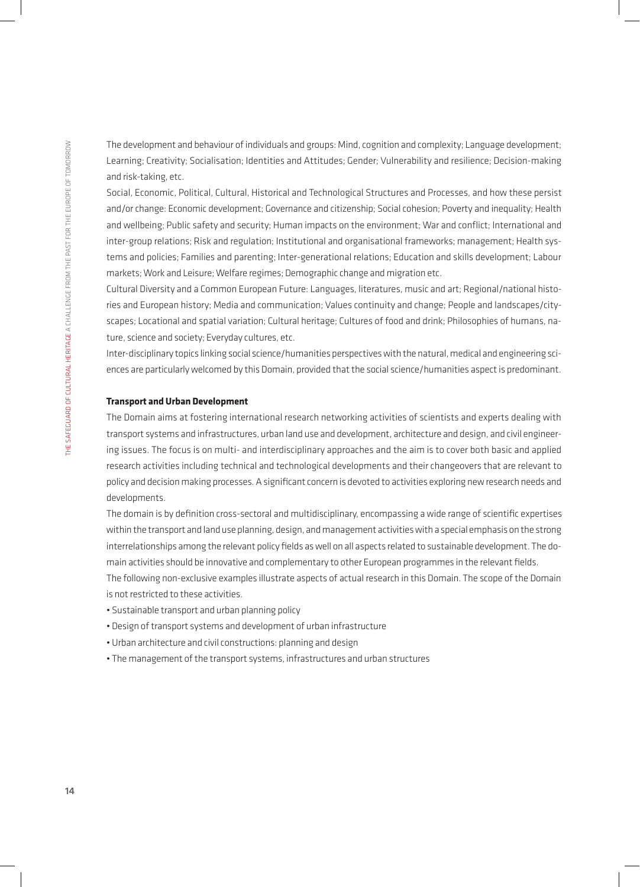The development and behaviour of individuals and groups: Mind, cognition and complexity; Language development; Learning; Creativity; Socialisation; Identities and Attitudes; Gender; Vulnerability and resilience; Decision-making and risk-taking, etc.

Social, Economic, Political, Cultural, Historical and Technological Structures and Processes, and how these persist and/or change: Economic development; Governance and citizenship; Social cohesion; Poverty and inequality; Health and wellbeing; Public safety and security; Human impacts on the environment; War and conflict; International and inter-group relations; Risk and regulation; Institutional and organisational frameworks; management; Health systems and policies; Families and parenting; Inter-generational relations; Education and skills development; Labour markets; Work and Leisure; Welfare regimes; Demographic change and migration etc.

Cultural Diversity and a Common European Future: Languages, literatures, music and art; Regional/national histories and European history; Media and communication; Values continuity and change; People and landscapes/cityscapes; Locational and spatial variation; Cultural heritage; Cultures of food and drink; Philosophies of humans, nature, science and society; Everyday cultures, etc.

Inter-disciplinary topics linking social science/humanities perspectives with the natural, medical and engineering sciences are particularly welcomed by this Domain, provided that the social science/humanities aspect is predominant.

**Transport and Urban Development**

The Domain aims at fostering international research networking activities of scientists and experts dealing with transport systems and infrastructures, urban land use and development, architecture and design, and civil engineering issues. The focus is on multi- and interdisciplinary approaches and the aim is to cover both basic and applied research activities including technical and technological developments and their changeovers that are relevant to policy and decision making processes. A significant concern is devoted to activities exploring new research needs and developments.

The domain is by definition cross-sectoral and multidisciplinary, encompassing a wide range of scientific expertises within the transport and land use planning, design, and management activities with a special emphasis on the strong interrelationships among the relevant policy fields as well on all aspects related to sustainable development. The domain activities should be innovative and complementary to other European programmes in the relevant fields.

The following non-exclusive examples illustrate aspects of actual research in this Domain. The scope of the Domain is not restricted to these activities.

- Sustainable transport and urban planning policy
- Design of transport systems and development of urban infrastructure
- Urban architecture and civil constructions: planning and design
- The management of the transport systems, infrastructures and urban structures